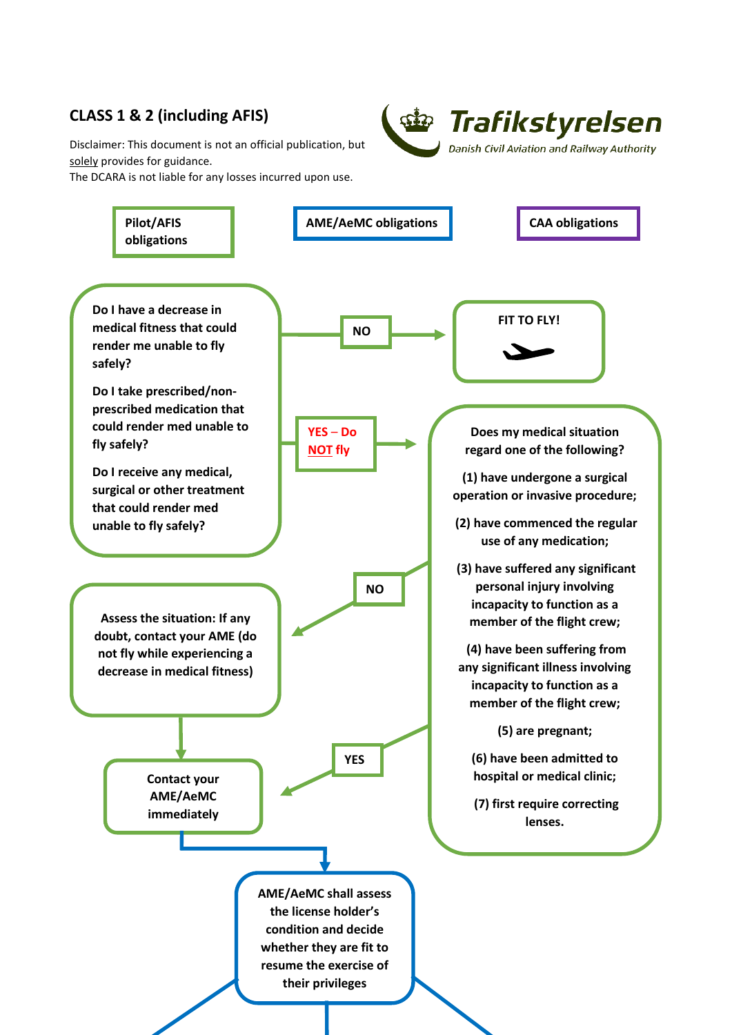## CLASS 1 & 2 (including AFIS)

Disclaimer: This document is not an official publication, but solely provides for guidance.
The DCARA is not liable for any losses incurred upon use.

**Trafikstyrelsen**
*Danish Civil Aviation and Railway Authority*

**Pilot/AFIS obligations**

**AME/AeMC obligations**

**CAA obligations**

**Do I have a decrease in medical fitness that could render me unable to fly safely?**

**Do I take prescribed/non-prescribed medication that could render med unable to fly safely?**

**Do I receive any medical, surgical or other treatment that could render med unable to fly safely?**

**NO** → **FIT TO FLY!**

**YES – Do NOT fly** →

**Does my medical situation regard one of the following?**

**(1) have undergone a surgical operation or invasive procedure;**

**(2) have commenced the regular use of any medication;**

**(3) have suffered any significant personal injury involving incapacity to function as a member of the flight crew;**

**(4) have been suffering from any significant illness involving incapacity to function as a member of the flight crew;**

**(5) are pregnant;**

**(6) have been admitted to hospital or medical clinic;**

**(7) first require correcting lenses.**

**NO** → **Assess the situation: If any doubt, contact your AME (do not fly while experiencing a decrease in medical fitness)**

**YES** → **Contact your AME/AeMC immediately**

**AME/AeMC shall assess the license holder's condition and decide whether they are fit to resume the exercise of their privileges**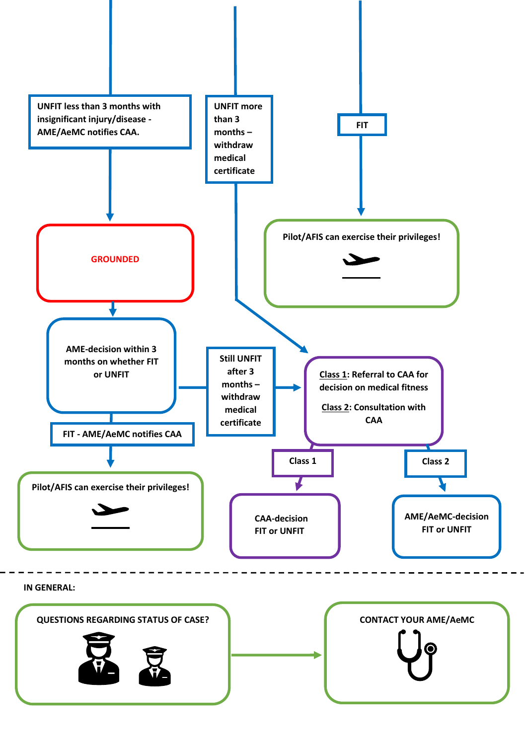UNFIT less than 3 months with insignificant injury/disease - AME/AeMC notifies CAA.

UNFIT more than 3 months – withdraw medical certificate

FIT

GROUNDED

Pilot/AFIS can exercise their privileges!

AME-decision within 3 months on whether FIT or UNFIT

Still UNFIT after 3 months – withdraw medical certificate

Class 1: Referral to CAA for decision on medical fitness

Class 2: Consultation with CAA

FIT - AME/AeMC notifies CAA

Class 1

Class 2

Pilot/AFIS can exercise their privileges!

CAA-decision FIT or UNFIT

AME/AeMC-decision FIT or UNFIT

---

IN GENERAL:

QUESTIONS REGARDING STATUS OF CASE?

CONTACT YOUR AME/AeMC